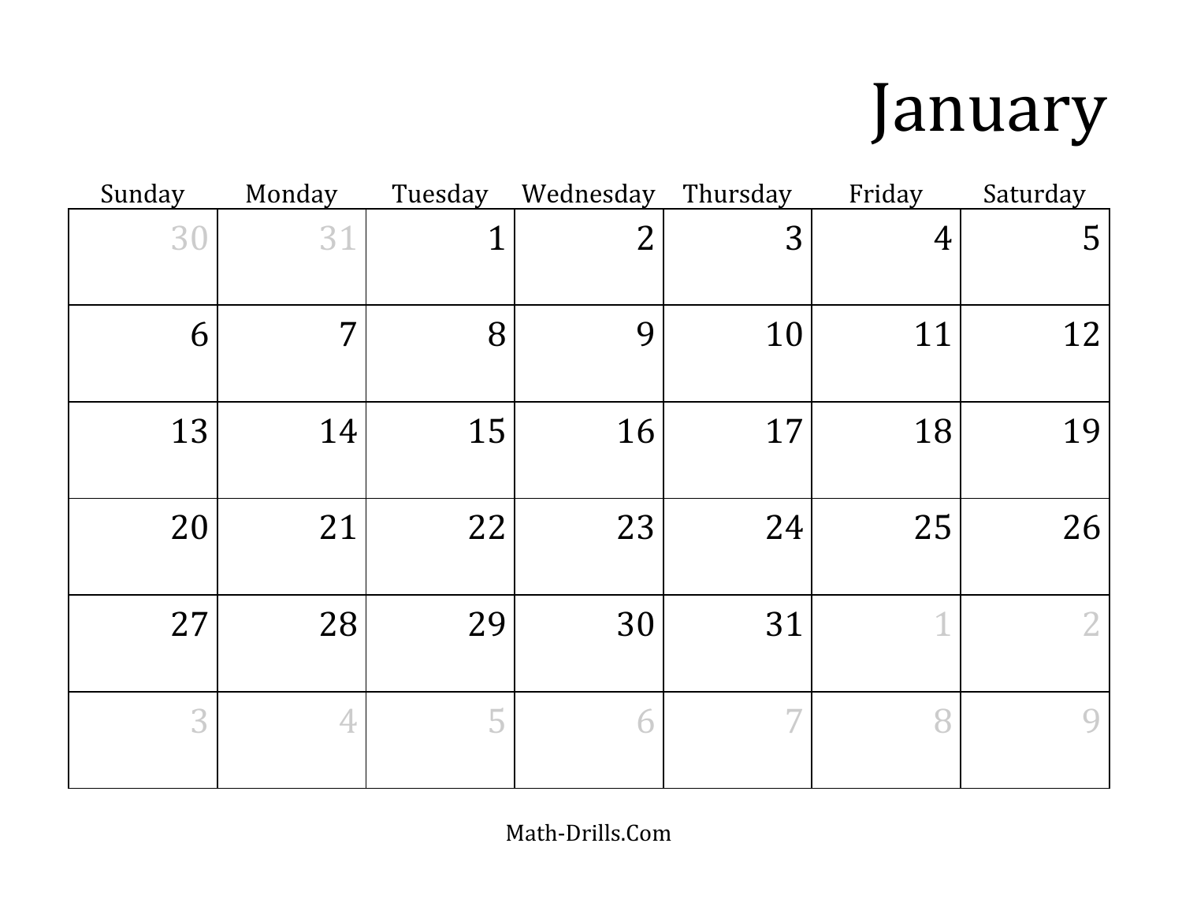# January

| Sunday | Monday | Tuesday | Wednesday | Thursday | Friday | Saturday |
|---|---|---|---|---|---|---|
| 30 | 31 | 1 | 2 | 3 | 4 | 5 |
| 6 | 7 | 8 | 9 | 10 | 11 | 12 |
| 13 | 14 | 15 | 16 | 17 | 18 | 19 |
| 20 | 21 | 22 | 23 | 24 | 25 | 26 |
| 27 | 28 | 29 | 30 | 31 | 1 | 2 |
| 3 | 4 | 5 | 6 | 7 | 8 | 9 |

Math-Drills.Com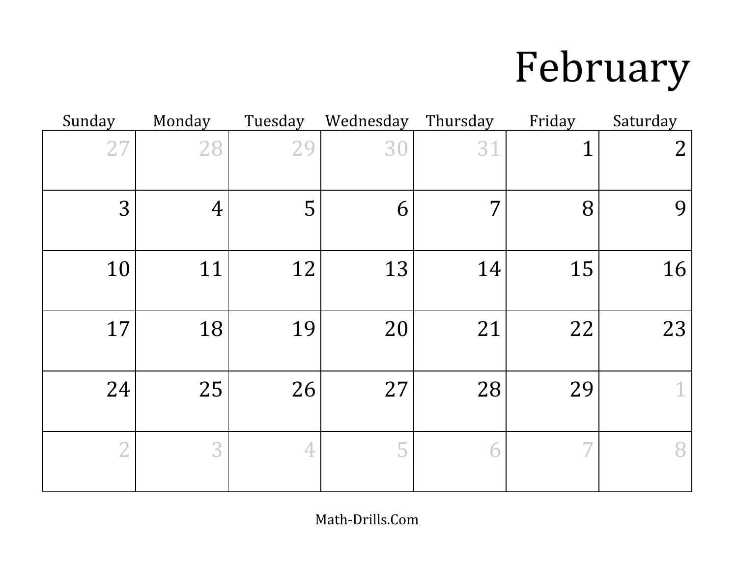# February

| Sunday | Monday | Tuesday | Wednesday | Thursday | Friday | Saturday |
|---|---|---|---|---|---|---|
| 27 | 28 | 29 | 30 | 31 | 1 | 2 |
| 3 | 4 | 5 | 6 | 7 | 8 | 9 |
| 10 | 11 | 12 | 13 | 14 | 15 | 16 |
| 17 | 18 | 19 | 20 | 21 | 22 | 23 |
| 24 | 25 | 26 | 27 | 28 | 29 | 1 |
| 2 | 3 | 4 | 5 | 6 | 7 | 8 |

Math-Drills.Com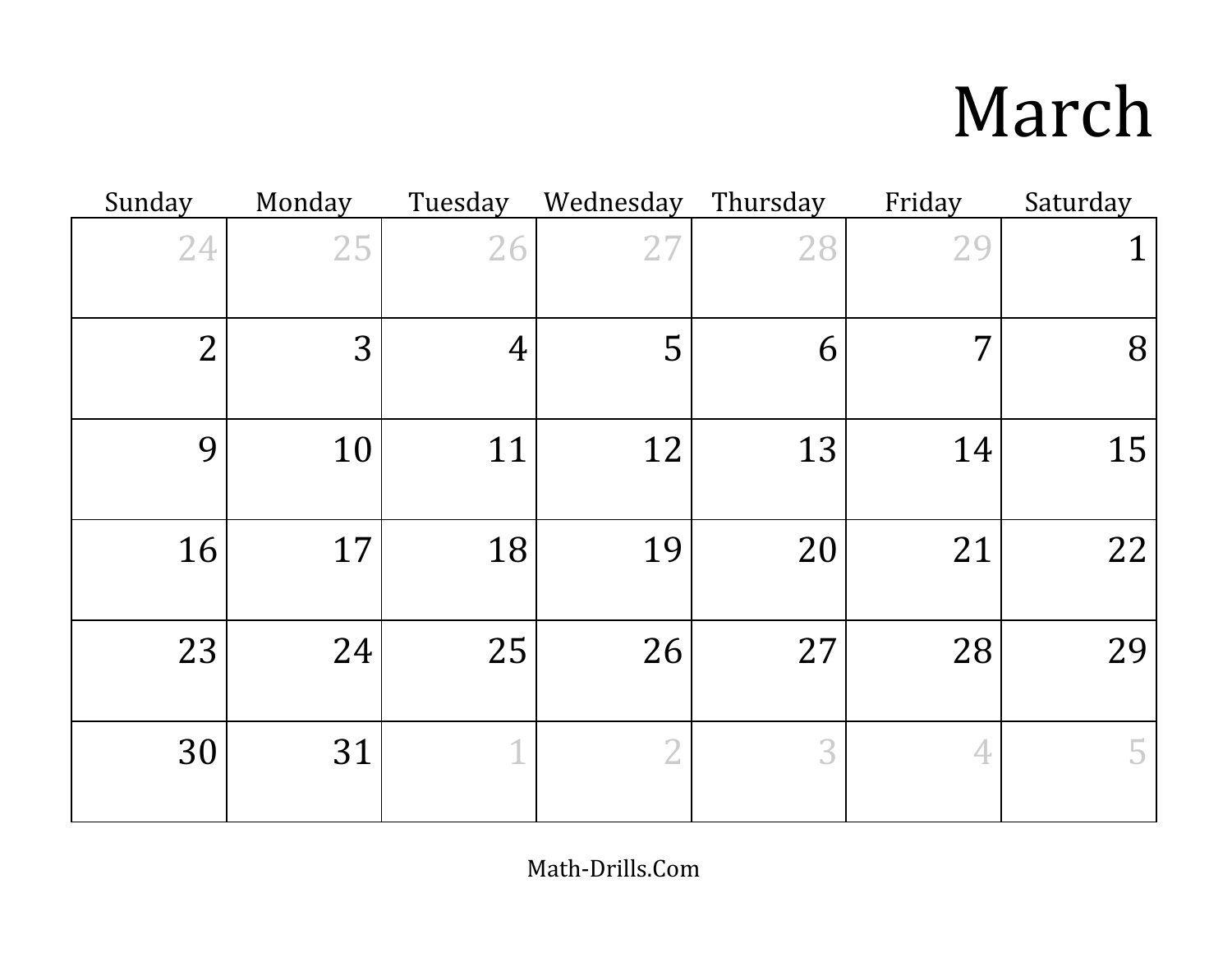# March

| Sunday | Monday | Tuesday | Wednesday | Thursday | Friday | Saturday |
| --- | --- | --- | --- | --- | --- | --- |
| 24 | 25 | 26 | 27 | 28 | 29 | 1 |
| 2 | 3 | 4 | 5 | 6 | 7 | 8 |
| 9 | 10 | 11 | 12 | 13 | 14 | 15 |
| 16 | 17 | 18 | 19 | 20 | 21 | 22 |
| 23 | 24 | 25 | 26 | 27 | 28 | 29 |
| 30 | 31 | 1 | 2 | 3 | 4 | 5 |

Math-Drills.Com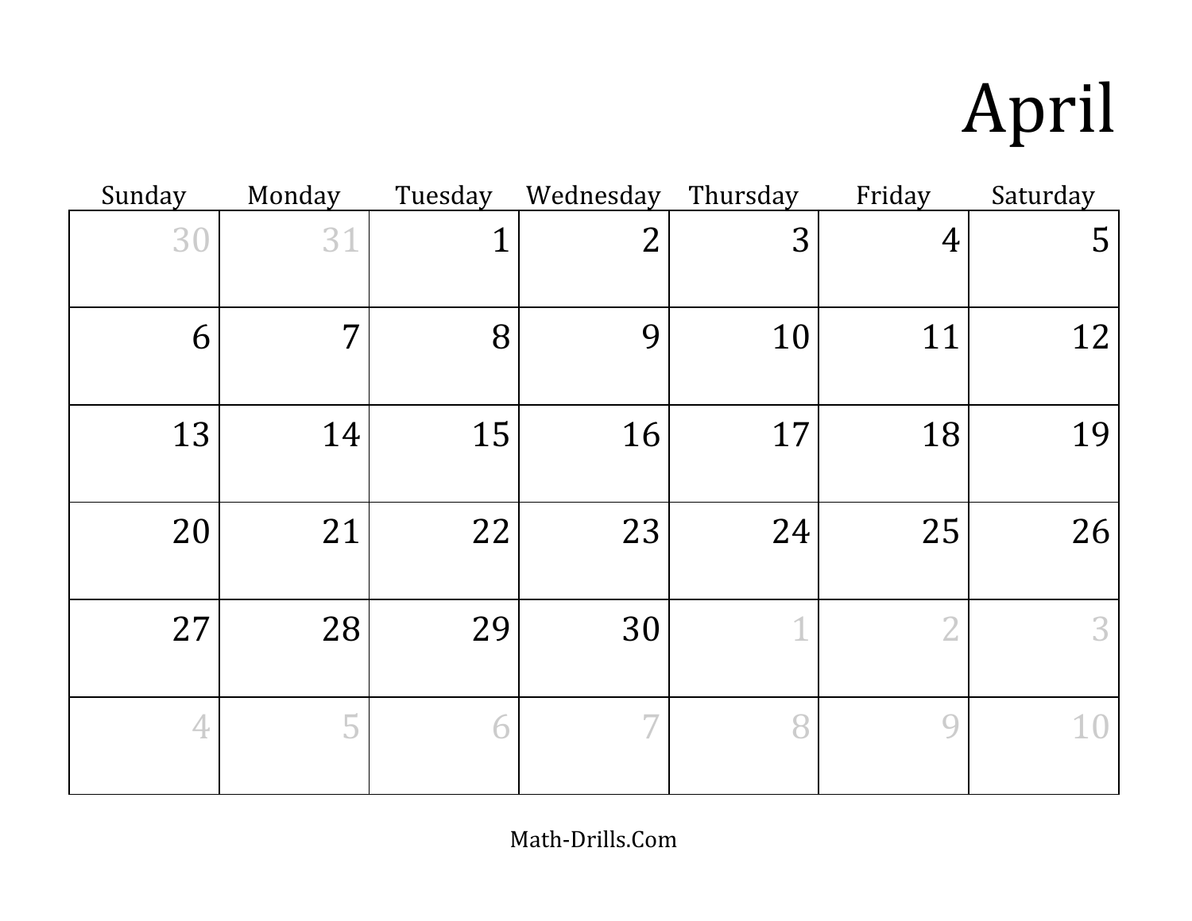# April

| Sunday | Monday | Tuesday | Wednesday | Thursday | Friday | Saturday |
|---|---|---|---|---|---|---|
| 30 | 31 | 1 | 2 | 3 | 4 | 5 |
| 6 | 7 | 8 | 9 | 10 | 11 | 12 |
| 13 | 14 | 15 | 16 | 17 | 18 | 19 |
| 20 | 21 | 22 | 23 | 24 | 25 | 26 |
| 27 | 28 | 29 | 30 | 1 | 2 | 3 |
| 4 | 5 | 6 | 7 | 8 | 9 | 10 |

Math-Drills.Com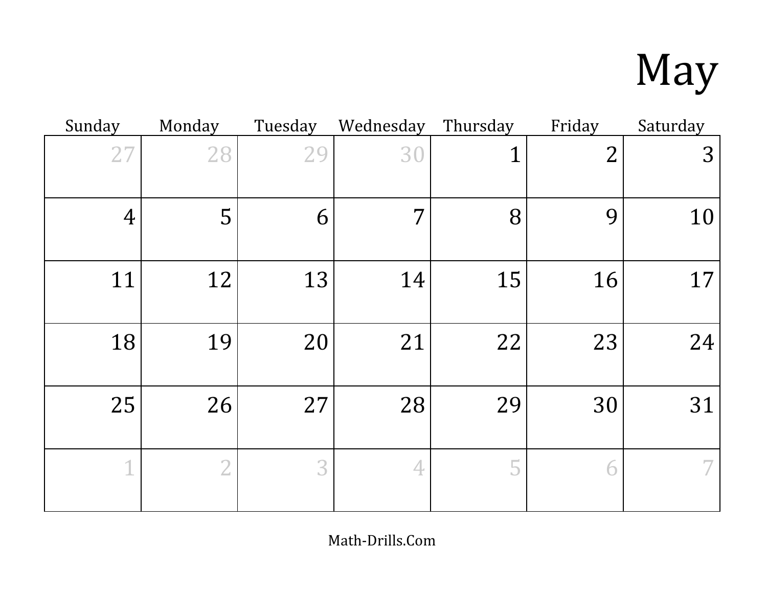# May

| Sunday | Monday | Tuesday | Wednesday | Thursday | Friday | Saturday |
|---|---|---|---|---|---|---|
| 27 | 28 | 29 | 30 | 1 | 2 | 3 |
| 4 | 5 | 6 | 7 | 8 | 9 | 10 |
| 11 | 12 | 13 | 14 | 15 | 16 | 17 |
| 18 | 19 | 20 | 21 | 22 | 23 | 24 |
| 25 | 26 | 27 | 28 | 29 | 30 | 31 |
| 1 | 2 | 3 | 4 | 5 | 6 | 7 |

Math-Drills.Com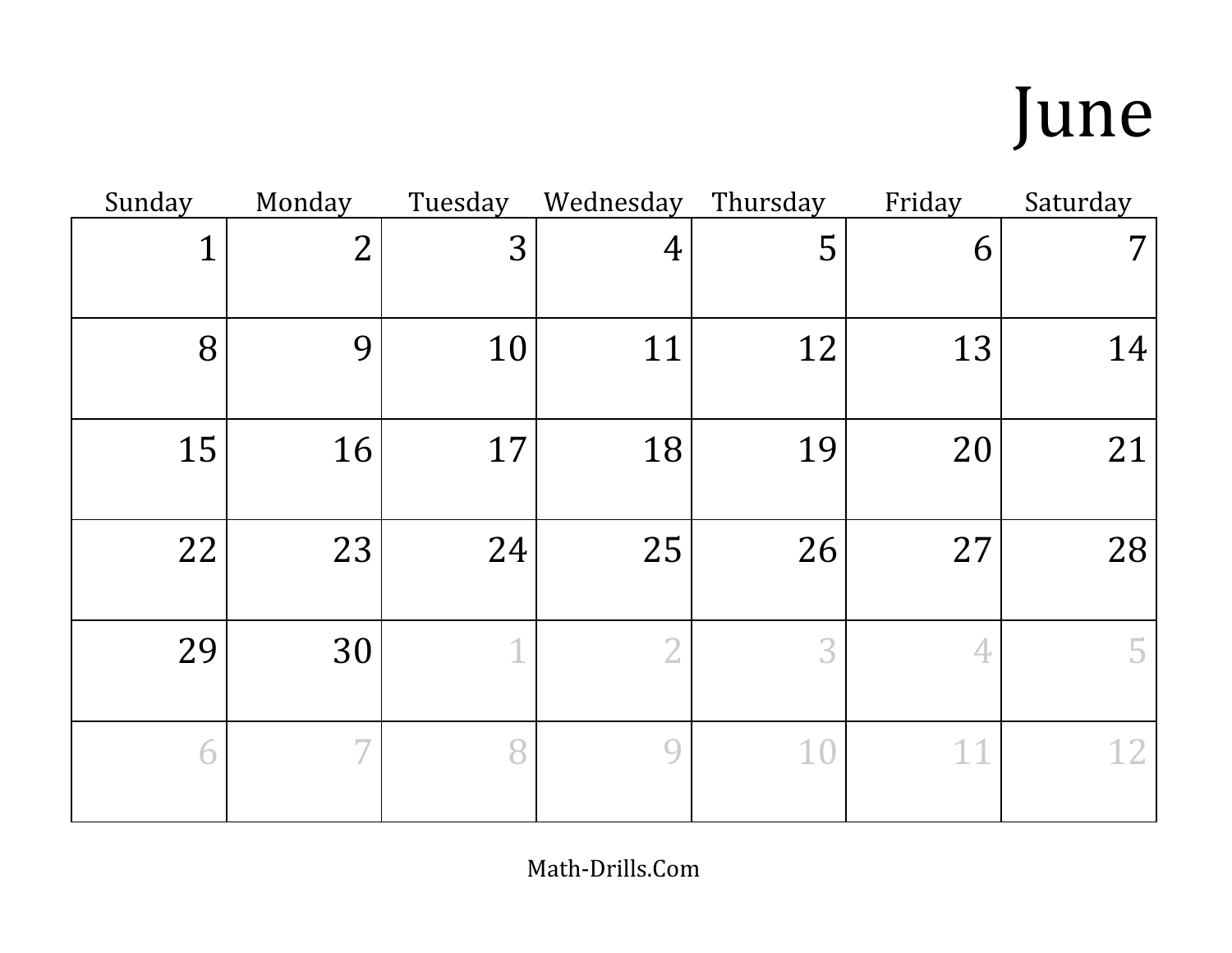# June

| Sunday | Monday | Tuesday | Wednesday | Thursday | Friday | Saturday |
|---|---|---|---|---|---|---|
| 1 | 2 | 3 | 4 | 5 | 6 | 7 |
| 8 | 9 | 10 | 11 | 12 | 13 | 14 |
| 15 | 16 | 17 | 18 | 19 | 20 | 21 |
| 22 | 23 | 24 | 25 | 26 | 27 | 28 |
| 29 | 30 | 1 | 2 | 3 | 4 | 5 |
| 6 | 7 | 8 | 9 | 10 | 11 | 12 |

Math-Drills.Com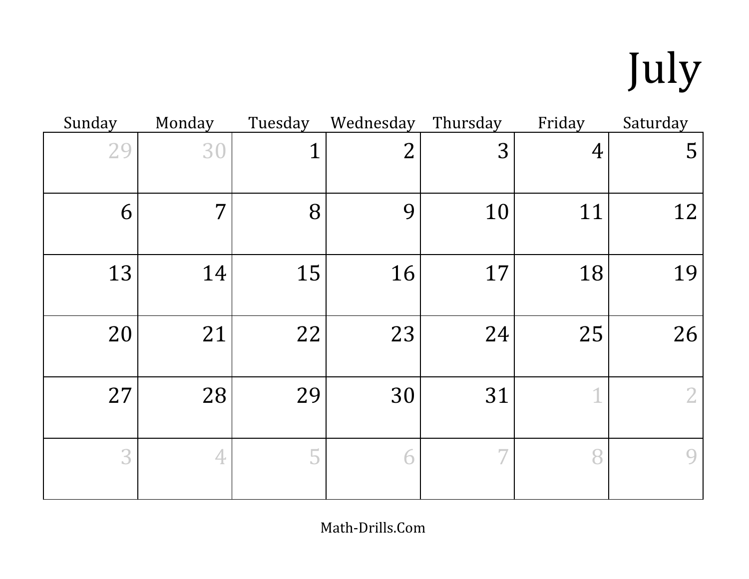# July

| Sunday | Monday | Tuesday | Wednesday | Thursday | Friday | Saturday |
|---|---|---|---|---|---|---|
| 29 | 30 | 1 | 2 | 3 | 4 | 5 |
| 6 | 7 | 8 | 9 | 10 | 11 | 12 |
| 13 | 14 | 15 | 16 | 17 | 18 | 19 |
| 20 | 21 | 22 | 23 | 24 | 25 | 26 |
| 27 | 28 | 29 | 30 | 31 | 1 | 2 |
| 3 | 4 | 5 | 6 | 7 | 8 | 9 |

Math-Drills.Com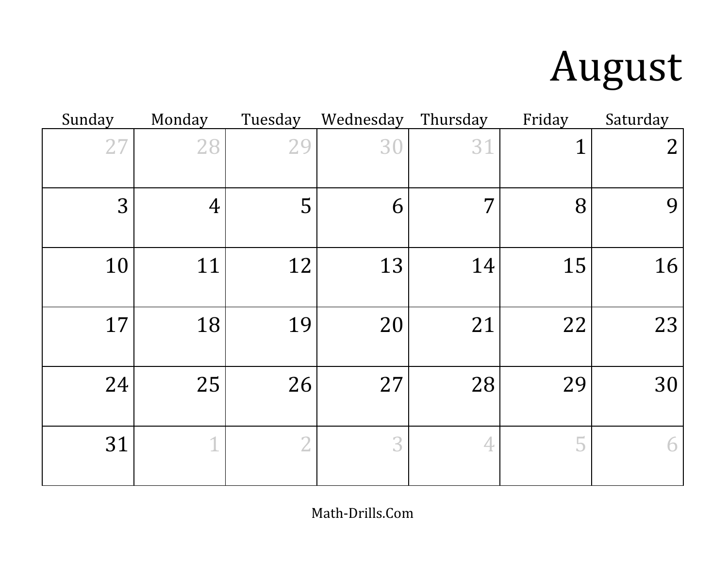# August

| Sunday | Monday | Tuesday | Wednesday | Thursday | Friday | Saturday |
| --- | --- | --- | --- | --- | --- | --- |
| 27 | 28 | 29 | 30 | 31 | 1 | 2 |
| 3 | 4 | 5 | 6 | 7 | 8 | 9 |
| 10 | 11 | 12 | 13 | 14 | 15 | 16 |
| 17 | 18 | 19 | 20 | 21 | 22 | 23 |
| 24 | 25 | 26 | 27 | 28 | 29 | 30 |
| 31 | 1 | 2 | 3 | 4 | 5 | 6 |

Math-Drills.Com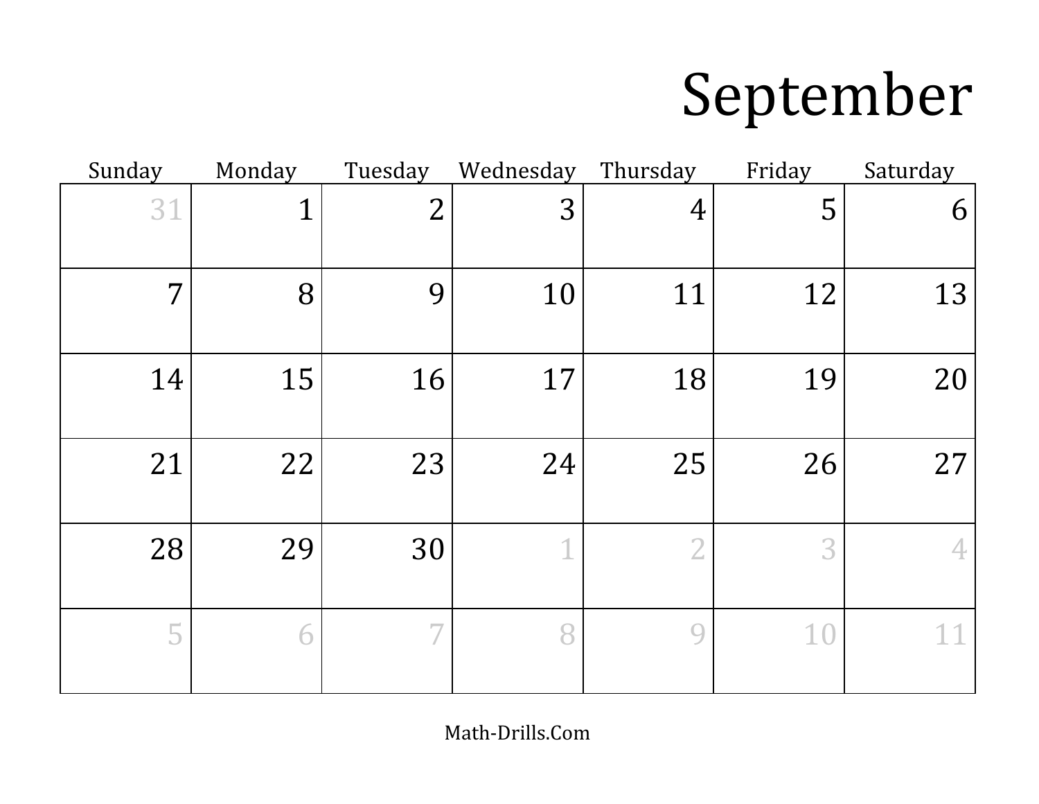# September

| Sunday | Monday | Tuesday | Wednesday | Thursday | Friday | Saturday |
| --- | --- | --- | --- | --- | --- | --- |
| 31 | 1 | 2 | 3 | 4 | 5 | 6 |
| 7 | 8 | 9 | 10 | 11 | 12 | 13 |
| 14 | 15 | 16 | 17 | 18 | 19 | 20 |
| 21 | 22 | 23 | 24 | 25 | 26 | 27 |
| 28 | 29 | 30 | 1 | 2 | 3 | 4 |
| 5 | 6 | 7 | 8 | 9 | 10 | 11 |

Math-Drills.Com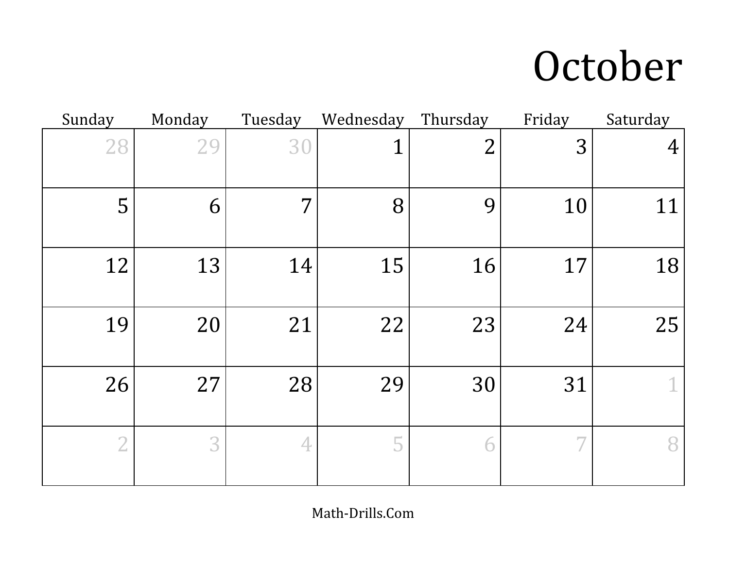# October

| Sunday | Monday | Tuesday | Wednesday | Thursday | Friday | Saturday |
|---|---|---|---|---|---|---|
| 28 | 29 | 30 | 1 | 2 | 3 | 4 |
| 5 | 6 | 7 | 8 | 9 | 10 | 11 |
| 12 | 13 | 14 | 15 | 16 | 17 | 18 |
| 19 | 20 | 21 | 22 | 23 | 24 | 25 |
| 26 | 27 | 28 | 29 | 30 | 31 | 1 |
| 2 | 3 | 4 | 5 | 6 | 7 | 8 |

Math-Drills.Com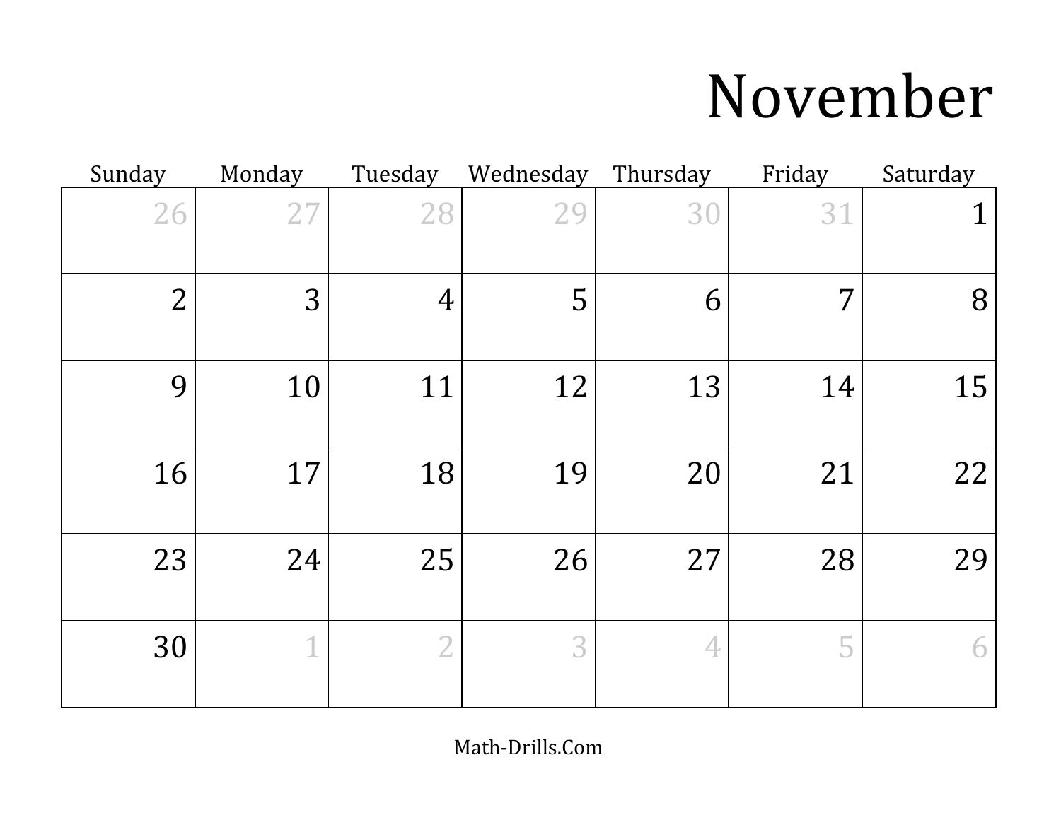# November

| Sunday | Monday | Tuesday | Wednesday | Thursday | Friday | Saturday |
|---|---|---|---|---|---|---|
| 26 | 27 | 28 | 29 | 30 | 31 | 1 |
| 2 | 3 | 4 | 5 | 6 | 7 | 8 |
| 9 | 10 | 11 | 12 | 13 | 14 | 15 |
| 16 | 17 | 18 | 19 | 20 | 21 | 22 |
| 23 | 24 | 25 | 26 | 27 | 28 | 29 |
| 30 | 1 | 2 | 3 | 4 | 5 | 6 |

Math-Drills.Com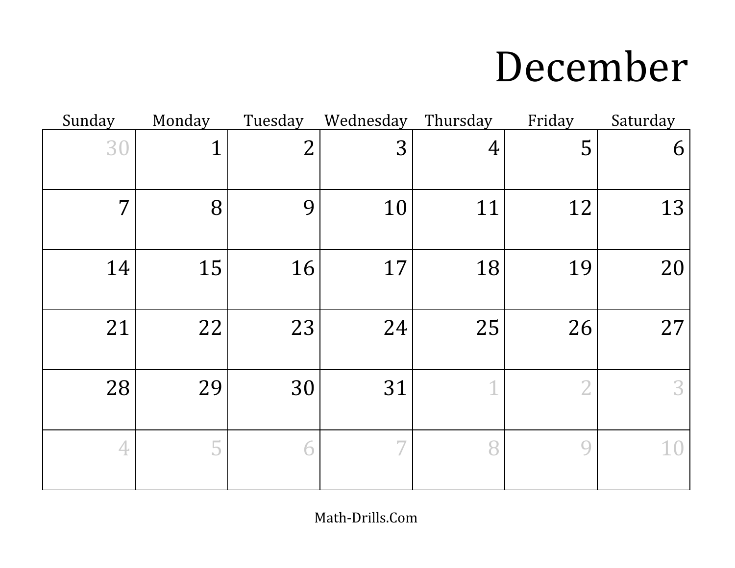# December

| Sunday | Monday | Tuesday | Wednesday | Thursday | Friday | Saturday |
|---|---|---|---|---|---|---|
| 30 | 1 | 2 | 3 | 4 | 5 | 6 |
| 7 | 8 | 9 | 10 | 11 | 12 | 13 |
| 14 | 15 | 16 | 17 | 18 | 19 | 20 |
| 21 | 22 | 23 | 24 | 25 | 26 | 27 |
| 28 | 29 | 30 | 31 | 1 | 2 | 3 |
| 4 | 5 | 6 | 7 | 8 | 9 | 10 |

Math-Drills.Com